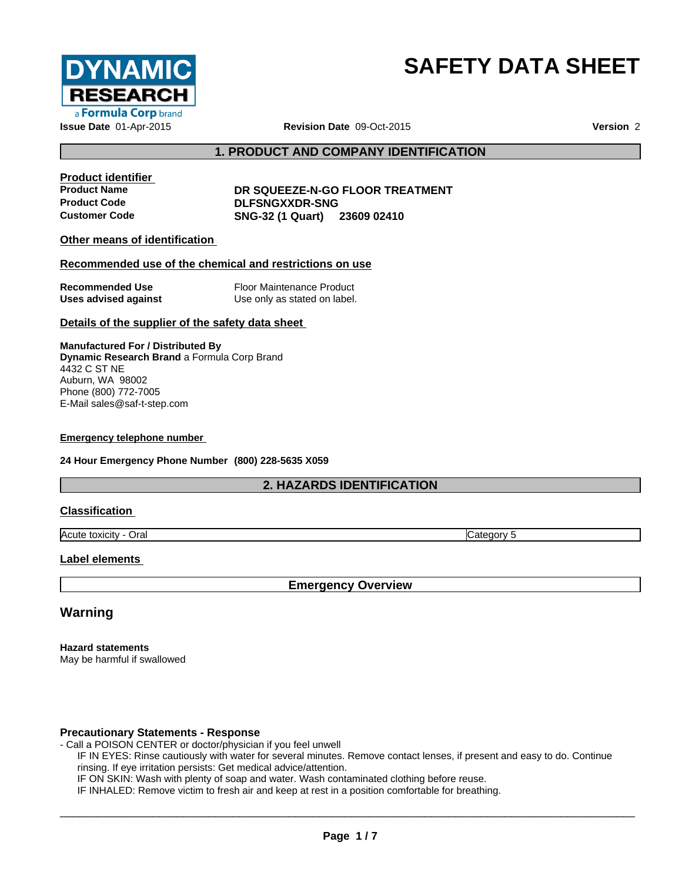DYNAMIC RESEARCH
a Formula Corp brand

# SAFETY DATA SHEET

**Issue Date** 01-Apr-2015 **Revision Date** 09-Oct-2015 **Version** 2

## 1. PRODUCT AND COMPANY IDENTIFICATION

### Product identifier

| | |
|---|---|
| **Product Name** | **DR SQUEEZE-N-GO FLOOR TREATMENT** |
| **Product Code** | **DLFSNGXXDR-SNG** |
| **Customer Code** | **SNG-32 (1 Quart) 23609 02410** |

### Other means of identification

### Recommended use of the chemical and restrictions on use

| | |
|---|---|
| **Recommended Use** | Floor Maintenance Product |
| **Uses advised against** | Use only as stated on label. |

### Details of the supplier of the safety data sheet

**Manufactured For / Distributed By**
**Dynamic Research Brand** a Formula Corp Brand
4432 C ST NE
Auburn, WA 98002
Phone (800) 772-7005
E-Mail sales@saf-t-step.com

### Emergency telephone number

**24 Hour Emergency Phone Number (800) 228-5635 X059**

## 2. HAZARDS IDENTIFICATION

### Classification

| | |
|---|---|
| Acute toxicity - Oral | Category 5 |

### Label elements

**Emergency Overview**

## Warning

**Hazard statements**
May be harmful if swallowed

**Precautionary Statements - Response**
- Call a POISON CENTER or doctor/physician if you feel unwell

IF IN EYES: Rinse cautiously with water for several minutes. Remove contact lenses, if present and easy to do. Continue rinsing. If eye irritation persists: Get medical advice/attention.
IF ON SKIN: Wash with plenty of soap and water. Wash contaminated clothing before reuse.
IF INHALED: Remove victim to fresh air and keep at rest in a position comfortable for breathing.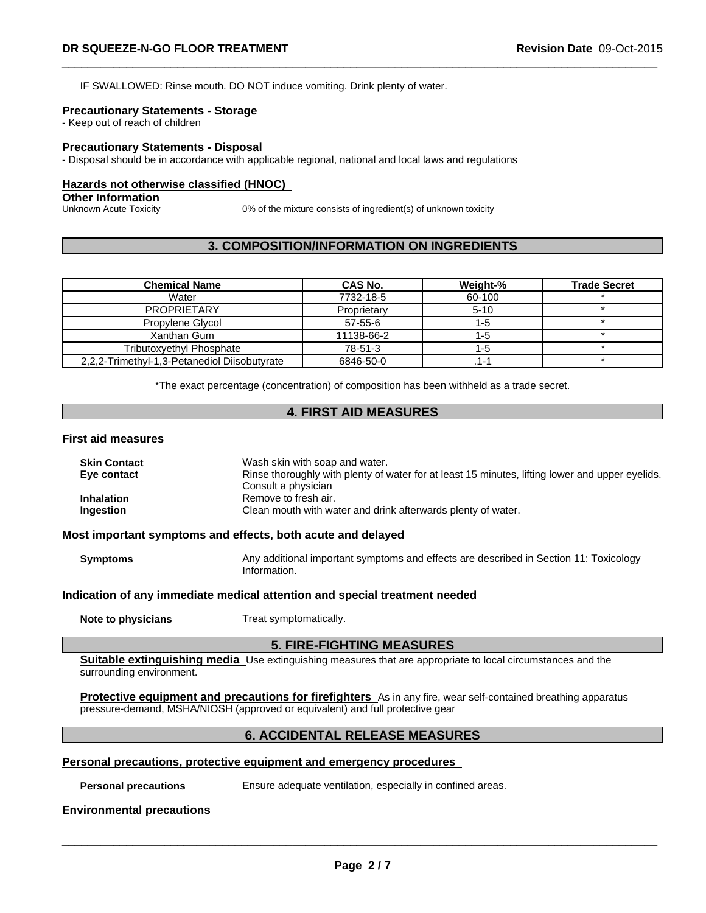IF SWALLOWED: Rinse mouth. DO NOT induce vomiting. Drink plenty of water.

**Precautionary Statements - Storage**

- Keep out of reach of children

**Precautionary Statements - Disposal**

- Disposal should be in accordance with applicable regional, national and local laws and regulations

**Hazards not otherwise classified (HNOC)**

**Other Information**

Unknown Acute Toxicity 0% of the mixture consists of ingredient(s) of unknown toxicity

## 3. COMPOSITION/INFORMATION ON INGREDIENTS

| Chemical Name | CAS No. | Weight-% | Trade Secret |
|---|---|---|---|
| Water | 7732-18-5 | 60-100 | * |
| PROPRIETARY | Proprietary | 5-10 | * |
| Propylene Glycol | 57-55-6 | 1-5 | * |
| Xanthan Gum | 11138-66-2 | 1-5 | * |
| Tributoxyethyl Phosphate | 78-51-3 | 1-5 | * |
| 2,2,2-Trimethyl-1,3-Petanediol Diisobutyrate | 6846-50-0 | .1-1 | * |

*The exact percentage (concentration) of composition has been withheld as a trade secret.

## 4. FIRST AID MEASURES

**First aid measures**

**Skin Contact** Wash skin with soap and water.

**Eye contact** Rinse thoroughly with plenty of water for at least 15 minutes, lifting lower and upper eyelids. Consult a physician

**Inhalation** Remove to fresh air.

**Ingestion** Clean mouth with water and drink afterwards plenty of water.

**Most important symptoms and effects, both acute and delayed**

**Symptoms** Any additional important symptoms and effects are described in Section 11: Toxicology Information.

**Indication of any immediate medical attention and special treatment needed**

**Note to physicians** Treat symptomatically.

## 5. FIRE-FIGHTING MEASURES

**Suitable extinguishing media** Use extinguishing measures that are appropriate to local circumstances and the surrounding environment.

**Protective equipment and precautions for firefighters** As in any fire, wear self-contained breathing apparatus pressure-demand, MSHA/NIOSH (approved or equivalent) and full protective gear

## 6. ACCIDENTAL RELEASE MEASURES

**Personal precautions, protective equipment and emergency procedures**

**Personal precautions** Ensure adequate ventilation, especially in confined areas.

**Environmental precautions**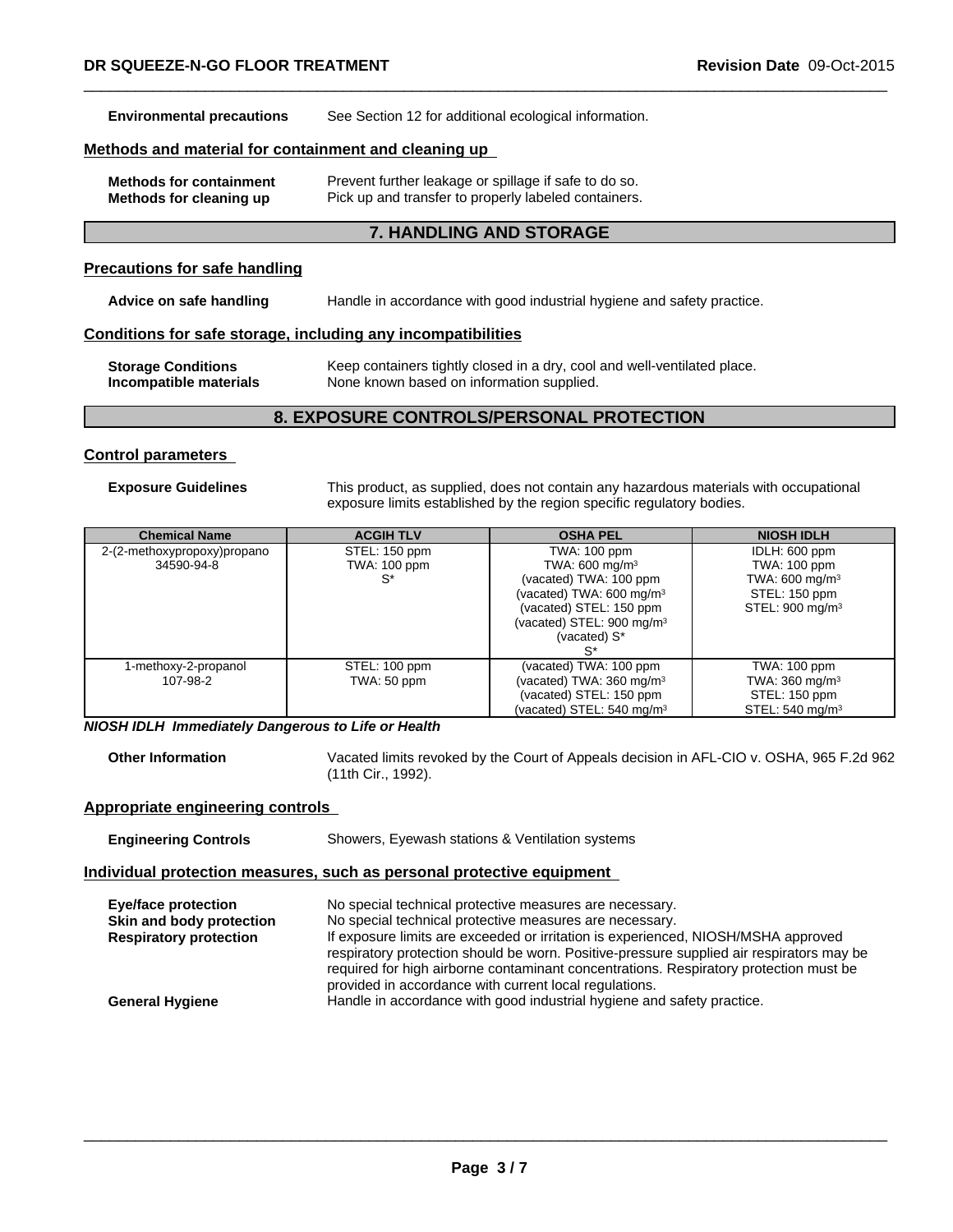**Environmental precautions** See Section 12 for additional ecological information.

### Methods and material for containment and cleaning up

**Methods for containment** Prevent further leakage or spillage if safe to do so.
**Methods for cleaning up** Pick up and transfer to properly labeled containers.

## 7. HANDLING AND STORAGE

### Precautions for safe handling

**Advice on safe handling** Handle in accordance with good industrial hygiene and safety practice.

### Conditions for safe storage, including any incompatibilities

**Storage Conditions** Keep containers tightly closed in a dry, cool and well-ventilated place.
**Incompatible materials** None known based on information supplied.

## 8. EXPOSURE CONTROLS/PERSONAL PROTECTION

### Control parameters

**Exposure Guidelines** This product, as supplied, does not contain any hazardous materials with occupational exposure limits established by the region specific regulatory bodies.

| Chemical Name | ACGIH TLV | OSHA PEL | NIOSH IDLH |
|---|---|---|---|
| 2-(2-methoxypropoxy)propano 34590-94-8 | STEL: 150 ppm TWA: 100 ppm S* | TWA: 100 ppm TWA: 600 mg/m³ (vacated) TWA: 100 ppm (vacated) TWA: 600 mg/m³ (vacated) STEL: 150 ppm (vacated) STEL: 900 mg/m³ (vacated) S* S* | IDLH: 600 ppm TWA: 100 ppm TWA: 600 mg/m³ STEL: 150 ppm STEL: 900 mg/m³ |
| 1-methoxy-2-propanol 107-98-2 | STEL: 100 ppm TWA: 50 ppm | (vacated) TWA: 100 ppm (vacated) TWA: 360 mg/m³ (vacated) STEL: 150 ppm (vacated) STEL: 540 mg/m³ | TWA: 100 ppm TWA: 360 mg/m³ STEL: 150 ppm STEL: 540 mg/m³ |

***NIOSH IDLH Immediately Dangerous to Life or Health***

**Other Information** Vacated limits revoked by the Court of Appeals decision in AFL-CIO v. OSHA, 965 F.2d 962 (11th Cir., 1992).

### Appropriate engineering controls

**Engineering Controls** Showers, Eyewash stations & Ventilation systems

### Individual protection measures, such as personal protective equipment

**Eye/face protection** No special technical protective measures are necessary.
**Skin and body protection** No special technical protective measures are necessary.
**Respiratory protection** If exposure limits are exceeded or irritation is experienced, NIOSH/MSHA approved respiratory protection should be worn. Positive-pressure supplied air respirators may be required for high airborne contaminant concentrations. Respiratory protection must be provided in accordance with current local regulations.
**General Hygiene** Handle in accordance with good industrial hygiene and safety practice.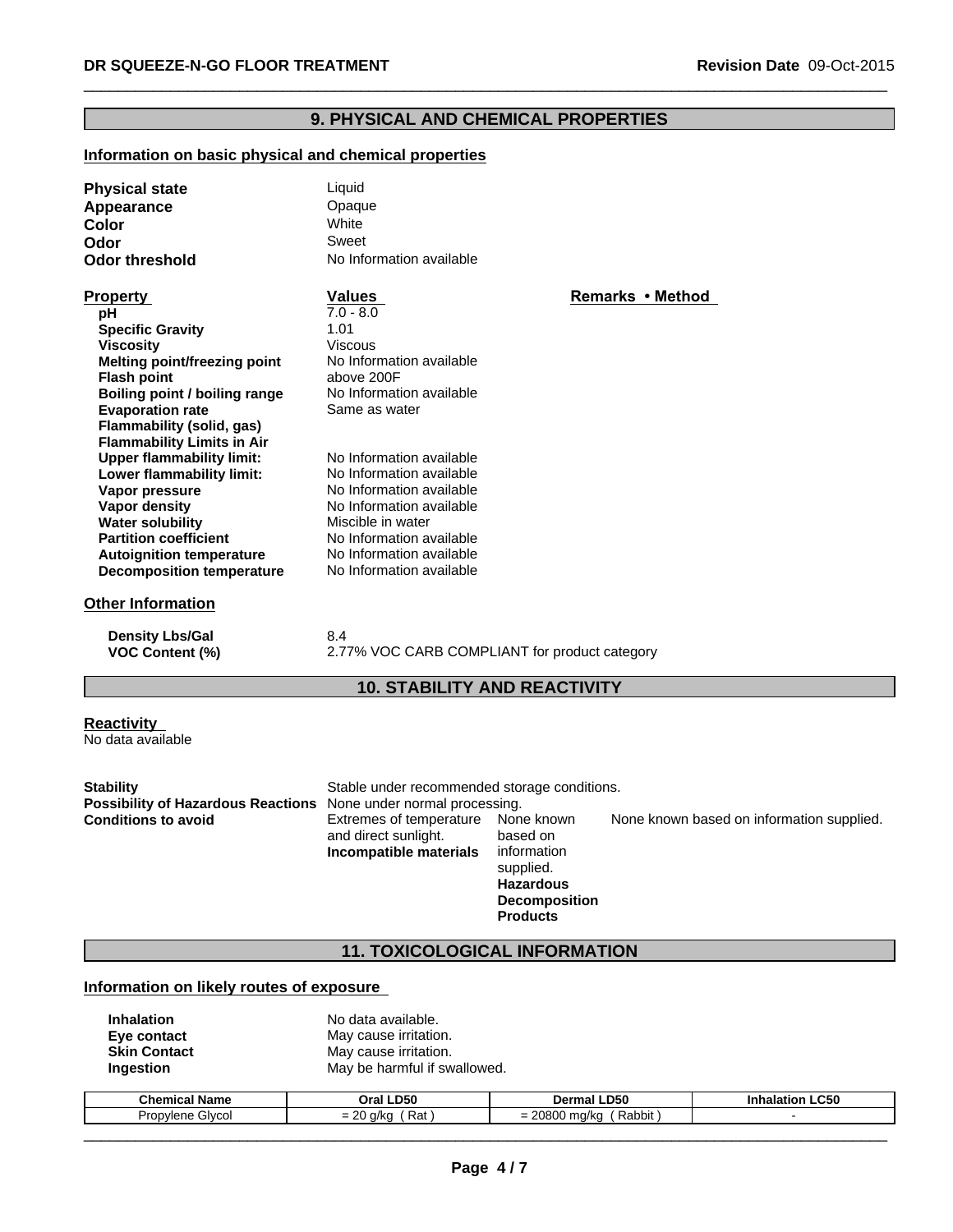## 9. PHYSICAL AND CHEMICAL PROPERTIES

### Information on basic physical and chemical properties

| | |
|---|---|
| **Physical state** | Liquid |
| **Appearance** | Opaque |
| **Color** | White |
| **Odor** | Sweet |
| **Odor threshold** | No Information available |

| Property | Values | Remarks • Method |
|---|---|---|
| **pH** | 7.0 - 8.0 | |
| **Specific Gravity** | 1.01 | |
| **Viscosity** | Viscous | |
| **Melting point/freezing point** | No Information available | |
| **Flash point** | above 200F | |
| **Boiling point / boiling range** | No Information available | |
| **Evaporation rate** | Same as water | |
| **Flammability (solid, gas)** | | |
| **Flammability Limits in Air** | | |
| **Upper flammability limit:** | No Information available | |
| **Lower flammability limit:** | No Information available | |
| **Vapor pressure** | No Information available | |
| **Vapor density** | No Information available | |
| **Water solubility** | Miscible in water | |
| **Partition coefficient** | No Information available | |
| **Autoignition temperature** | No Information available | |
| **Decomposition temperature** | No Information available | |

### Other Information

| | |
|---|---|
| **Density Lbs/Gal** | 8.4 |
| **VOC Content (%)** | 2.77% VOC CARB COMPLIANT for product category |

## 10. STABILITY AND REACTIVITY

### Reactivity

No data available

**Stability** Stable under recommended storage conditions.

**Possibility of Hazardous Reactions** None under normal processing.

**Conditions to avoid** Extremes of temperature and direct sunlight.

**Incompatible materials** None known based on information supplied.

**Hazardous Decomposition Products** None known based on information supplied.

## 11. TOXICOLOGICAL INFORMATION

### Information on likely routes of exposure

| | |
|---|---|
| **Inhalation** | No data available. |
| **Eye contact** | May cause irritation. |
| **Skin Contact** | May cause irritation. |
| **Ingestion** | May be harmful if swallowed. |

| Chemical Name | Oral LD50 | Dermal LD50 | Inhalation LC50 |
|---|---|---|---|
| Propylene Glycol | = 20 g/kg ( Rat ) | = 20800 mg/kg ( Rabbit ) | - |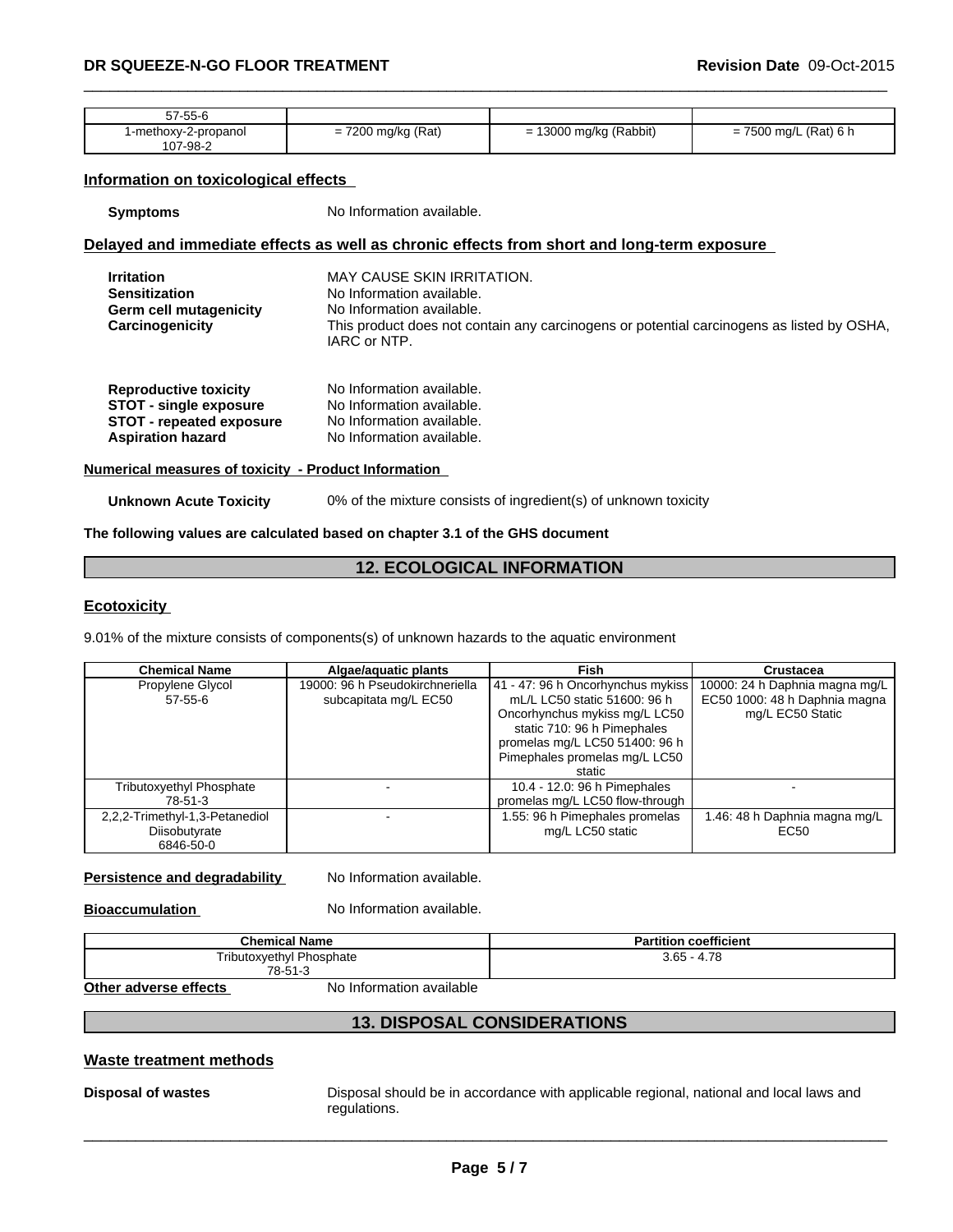| | | | |
|---|---|---|---|
| 57-55-6 | | | |
| 1-methoxy-2-propanol 107-98-2 | = 7200 mg/kg (Rat) | = 13000 mg/kg (Rabbit) | = 7500 mg/L (Rat) 6 h |

### Information on toxicological effects

**Symptoms** No Information available.

### Delayed and immediate effects as well as chronic effects from short and long-term exposure

**Irritation** MAY CAUSE SKIN IRRITATION.
**Sensitization** No Information available.
**Germ cell mutagenicity** No Information available.
**Carcinogenicity** This product does not contain any carcinogens or potential carcinogens as listed by OSHA, IARC or NTP.

**Reproductive toxicity** No Information available.
**STOT - single exposure** No Information available.
**STOT - repeated exposure** No Information available.
**Aspiration hazard** No Information available.

### Numerical measures of toxicity - Product Information

**Unknown Acute Toxicity** 0% of the mixture consists of ingredient(s) of unknown toxicity

**The following values are calculated based on chapter 3.1 of the GHS document**

## 12. ECOLOGICAL INFORMATION

### Ecotoxicity

9.01% of the mixture consists of components(s) of unknown hazards to the aquatic environment

| Chemical Name | Algae/aquatic plants | Fish | Crustacea |
|---|---|---|---|
| Propylene Glycol 57-55-6 | 19000: 96 h Pseudokirchneriella subcapitata mg/L EC50 | 41 - 47: 96 h Oncorhynchus mykiss mL/L LC50 static 51600: 96 h Oncorhynchus mykiss mg/L LC50 static 710: 96 h Pimephales promelas mg/L LC50 51400: 96 h Pimephales promelas mg/L LC50 static | 10000: 24 h Daphnia magna mg/L EC50 1000: 48 h Daphnia magna mg/L EC50 Static |
| Tributoxyethyl Phosphate 78-51-3 | - | 10.4 - 12.0: 96 h Pimephales promelas mg/L LC50 flow-through | - |
| 2,2,2-Trimethyl-1,3-Petanediol Diisobutyrate 6846-50-0 | - | 1.55: 96 h Pimephales promelas mg/L LC50 static | 1.46: 48 h Daphnia magna mg/L EC50 |

**Persistence and degradability** No Information available.

**Bioaccumulation** No Information available.

| Chemical Name | Partition coefficient |
|---|---|
| Tributoxyethyl Phosphate 78-51-3 | 3.65 - 4.78 |

**Other adverse effects** No Information available

## 13. DISPOSAL CONSIDERATIONS

### Waste treatment methods

**Disposal of wastes** Disposal should be in accordance with applicable regional, national and local laws and regulations.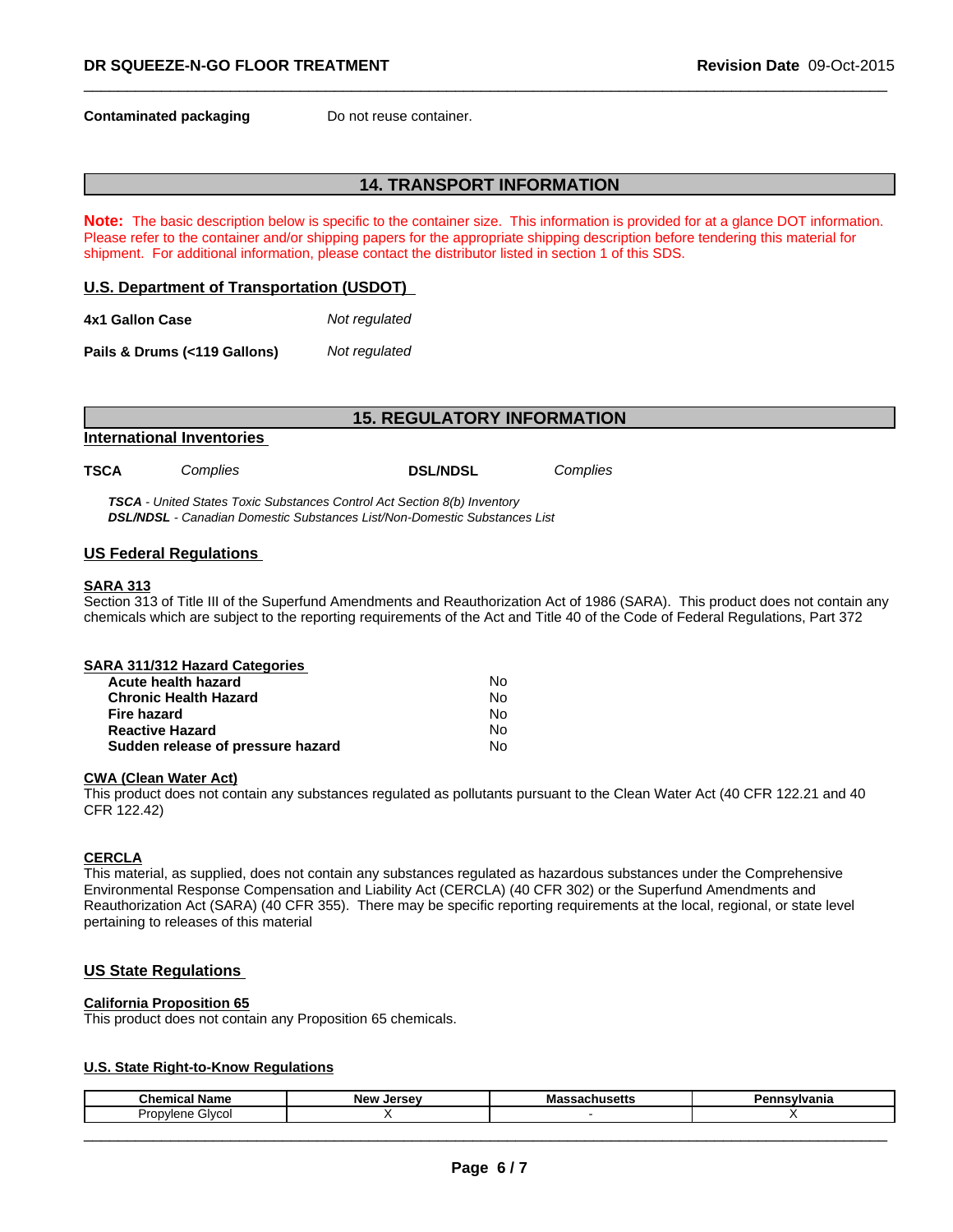**Contaminated packaging** Do not reuse container.

## 14. TRANSPORT INFORMATION

**Note:** The basic description below is specific to the container size. This information is provided for at a glance DOT information. Please refer to the container and/or shipping papers for the appropriate shipping description before tendering this material for shipment. For additional information, please contact the distributor listed in section 1 of this SDS.

### U.S. Department of Transportation (USDOT)

**4x1 Gallon Case** *Not regulated*

**Pails & Drums (<119 Gallons)** *Not regulated*

## 15. REGULATORY INFORMATION

### International Inventories

**TSCA** *Complies* **DSL/NDSL** *Complies*

***TSCA*** *- United States Toxic Substances Control Act Section 8(b) Inventory*
***DSL/NDSL*** *- Canadian Domestic Substances List/Non-Domestic Substances List*

### US Federal Regulations

**SARA 313**

Section 313 of Title III of the Superfund Amendments and Reauthorization Act of 1986 (SARA). This product does not contain any chemicals which are subject to the reporting requirements of the Act and Title 40 of the Code of Federal Regulations, Part 372

**SARA 311/312 Hazard Categories**

| | |
|---|---|
| **Acute health hazard** | No |
| **Chronic Health Hazard** | No |
| **Fire hazard** | No |
| **Reactive Hazard** | No |
| **Sudden release of pressure hazard** | No |

**CWA (Clean Water Act)**

This product does not contain any substances regulated as pollutants pursuant to the Clean Water Act (40 CFR 122.21 and 40 CFR 122.42)

**CERCLA**

This material, as supplied, does not contain any substances regulated as hazardous substances under the Comprehensive Environmental Response Compensation and Liability Act (CERCLA) (40 CFR 302) or the Superfund Amendments and Reauthorization Act (SARA) (40 CFR 355). There may be specific reporting requirements at the local, regional, or state level pertaining to releases of this material

### US State Regulations

**California Proposition 65**

This product does not contain any Proposition 65 chemicals.

**U.S. State Right-to-Know Regulations**

| Chemical Name | New Jersey | Massachusetts | Pennsylvania |
|---|---|---|---|
| Propylene Glycol | X | - | X |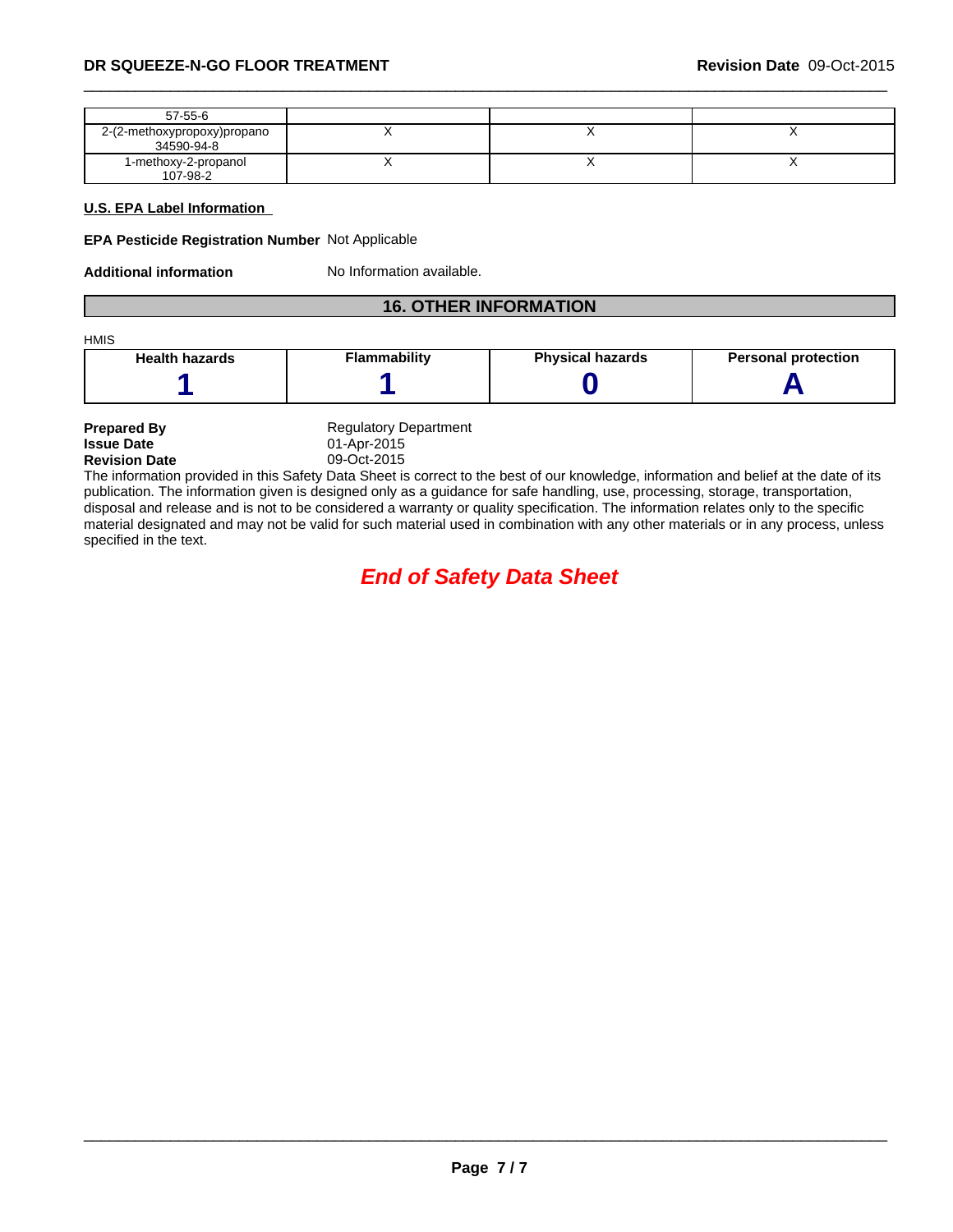| | | | |
|---|---|---|---|
| 57-55-6 | | | |
| 2-(2-methoxypropoxy)propano 34590-94-8 | X | X | X |
| 1-methoxy-2-propanol 107-98-2 | X | X | X |

**U.S. EPA Label Information**

**EPA Pesticide Registration Number** Not Applicable

**Additional information** No Information available.

## 16. OTHER INFORMATION

HMIS

| Health hazards | Flammability | Physical hazards | Personal protection |
|---|---|---|---|
| **1** | **1** | **0** | **A** |

**Prepared By** Regulatory Department
**Issue Date** 01-Apr-2015
**Revision Date** 09-Oct-2015

The information provided in this Safety Data Sheet is correct to the best of our knowledge, information and belief at the date of its publication. The information given is designed only as a guidance for safe handling, use, processing, storage, transportation, disposal and release and is not to be considered a warranty or quality specification. The information relates only to the specific material designated and may not be valid for such material used in combination with any other materials or in any process, unless specified in the text.

***End of Safety Data Sheet***